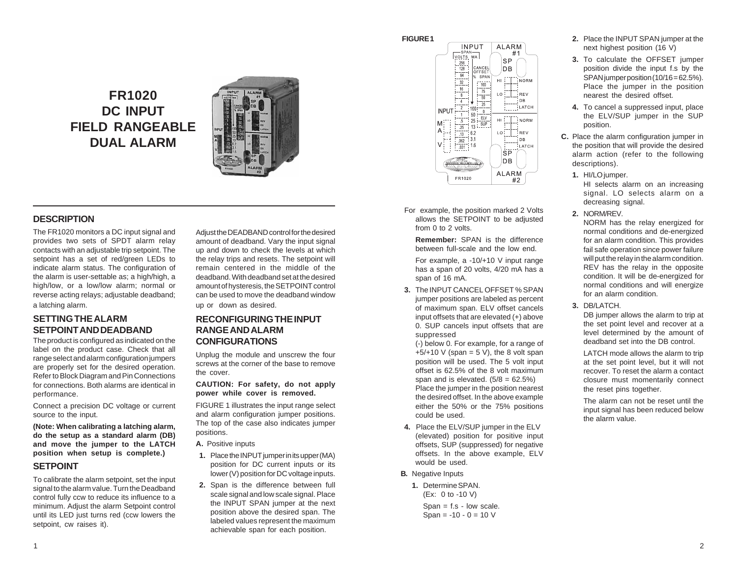# FR1020
# DC INPUT
# FIELD RANGEABLE
# DUAL ALARM

## DESCRIPTION

The FR1020 monitors a DC input signal and provides two sets of SPDT alarm relay contacts with an adjustable trip setpoint. The setpoint has a set of red/green LEDs to indicate alarm status. The configuration of the alarm is user-settable as; a high/high, a high/low, or a low/low alarm; normal or reverse acting relays; adjustable deadband; a latching alarm.

## SETTING THE ALARM SETPOINT AND DEADBAND

The product is configured as indicated on the label on the product case. Check that all range select and alarm configuration jumpers are properly set for the desired operation. Refer to Block Diagram and Pin Connections for connections. Both alarms are identical in performance.

Connect a precision DC voltage or current source to the input.

**(Note: When calibrating a latching alarm, do the setup as a standard alarm (DB) and move the jumper to the LATCH position when setup is complete.)**

## SETPOINT

To calibrate the alarm setpoint, set the input signal to the alarm value. Turn the Deadband control fully ccw to reduce its influence to a minimum. Adjust the alarm Setpoint control until its LED just turns red (ccw lowers the setpoint, cw raises it).

Adjust the DEADBAND control for the desired amount of deadband. Vary the input signal up and down to check the levels at which the relay trips and resets. The setpoint will remain centered in the middle of the deadband. With deadband set at the desired amount of hysteresis, the SETPOINT control can be used to move the deadband window up or down as desired.

## RECONFIGURING THE INPUT RANGE AND ALARM CONFIGURATIONS

Unplug the module and unscrew the four screws at the corner of the base to remove the cover.

**CAUTION: For safety, do not apply power while cover is removed.**

FIGURE 1 illustrates the input range select and alarm configuration jumper positions. The top of the case also indicates jumper positions.

**A.** Positive inputs

1. Place the INPUT jumper in its upper (MA) position for DC current inputs or its lower (V) position for DC voltage inputs.
2. Span is the difference between full scale signal and low scale signal. Place the INPUT SPAN jumper at the next position above the desired span. The labeled values represent the maximum achievable span for each position.

**FIGURE 1**

For example, the position marked 2 Volts allows the SETPOINT to be adjusted from 0 to 2 volts.

**Remember:** SPAN is the difference between full-scale and the low end.

For example, a -10/+10 V input range has a span of 20 volts, 4/20 mA has a span of 16 mA.

3. The INPUT CANCEL OFFSET % SPAN jumper positions are labeled as percent of maximum span. ELV offset cancels input offsets that are elevated (+) above 0. SUP cancels input offsets that are suppressed (-) below 0. For example, for a range of +5/+10 V (span = 5 V), the 8 volt span position will be used. The 5 volt input offset is 62.5% of the 8 volt maximum span and is elevated. (5/8 = 62.5%) Place the jumper in the position nearest the desired offset. In the above example either the 50% or the 75% positions could be used.
4. Place the ELV/SUP jumper in the ELV (elevated) position for positive input offsets, SUP (suppressed) for negative offsets. In the above example, ELV would be used.

**B.** Negative Inputs

1. Determine SPAN. (Ex: 0 to -10 V)

   Span = f.s - low scale.
   Span = -10 - 0 = 10 V
2. Place the INPUT SPAN jumper at the next highest position (16 V)
3. To calculate the OFFSET jumper position divide the input f.s by the SPAN jumper position (10/16 = 62.5%). Place the jumper in the position nearest the desired offset.
4. To cancel a suppressed input, place the ELV/SUP jumper in the SUP position.

**C.** Place the alarm configuration jumper in the position that will provide the desired alarm action (refer to the following descriptions).

1. HI/LO jumper.
   HI selects alarm on an increasing signal. LO selects alarm on a decreasing signal.
2. NORM/REV.
   NORM has the relay energized for normal conditions and de-energized for an alarm condition. This provides fail safe operation since power failure will put the relay in the alarm condition. REV has the relay in the opposite condition. It will be de-energized for normal conditions and will energize for an alarm condition.
3. DB/LATCH.
   DB jumper allows the alarm to trip at the set point level and recover at a level determined by the amount of deadband set into the DB control.

   LATCH mode allows the alarm to trip at the set point level, but it will not recover. To reset the alarm a contact closure must momentarily connect the reset pins together.

   The alarm can not be reset until the input signal has been reduced below the alarm value.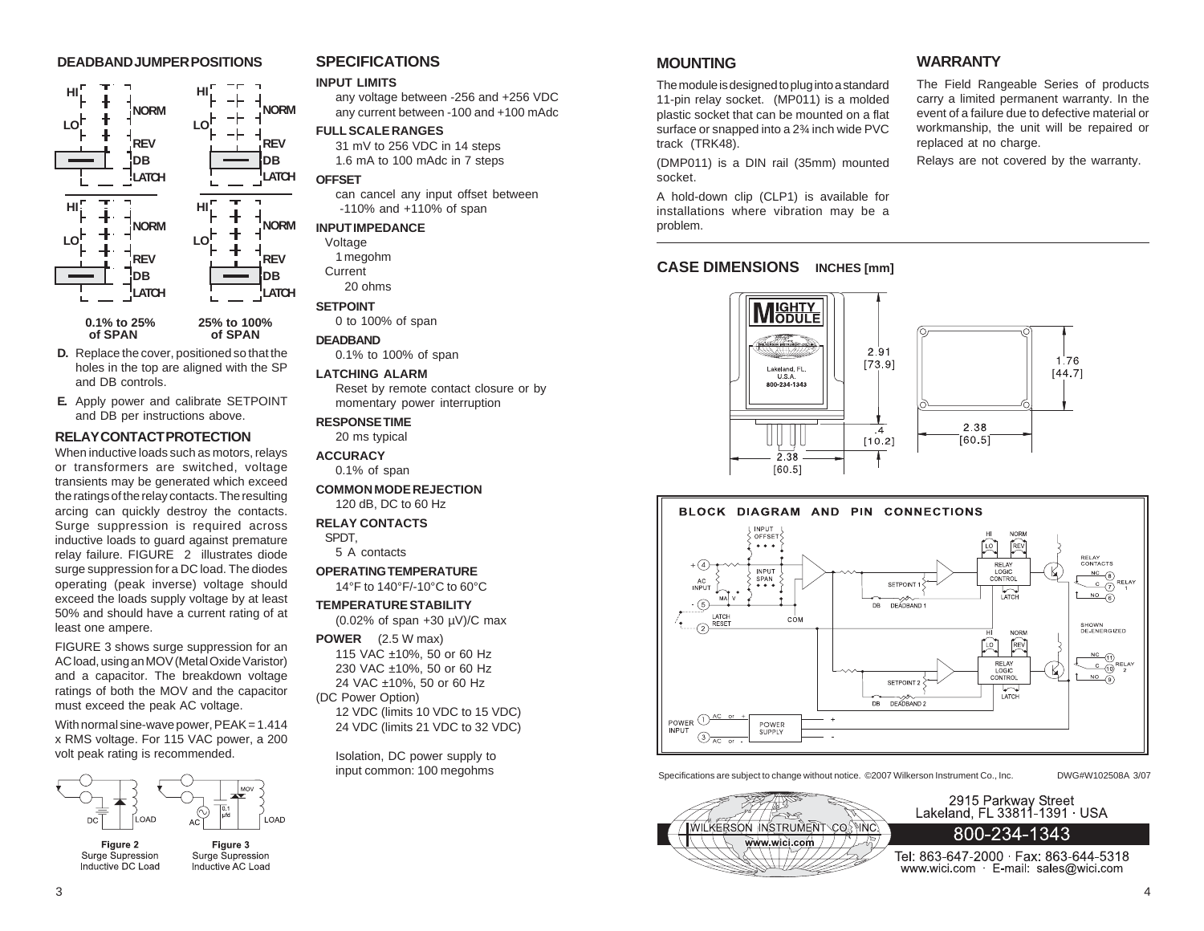## DEADBAND JUMPER POSITIONS

HI
LO
NORM
REV
DB
LATCH

0.1% to 25% of SPAN

25% to 100% of SPAN

**D.** Replace the cover, positioned so that the holes in the top are aligned with the SP and DB controls.

**E.** Apply power and calibrate SETPOINT and DB per instructions above.

## RELAY CONTACT PROTECTION

When inductive loads such as motors, relays or transformers are switched, voltage transients may be generated which exceed the ratings of the relay contacts. The resulting arcing can quickly destroy the contacts. Surge suppression is required across inductive loads to guard against premature relay failure. FIGURE 2 illustrates diode surge suppression for a DC load. The diodes operating (peak inverse) voltage should exceed the loads supply voltage by at least 50% and should have a current rating of at least one ampere.

FIGURE 3 shows surge suppression for an AC load, using an MOV (Metal Oxide Varistor) and a capacitor. The breakdown voltage ratings of both the MOV and the capacitor must exceed the peak AC voltage.

With normal sine-wave power, PEAK = 1.414 x RMS voltage. For 115 VAC power, a 200 volt peak rating is recommended.

DC
LOAD

**Figure 2**
Surge Supression
Inductive DC Load

AC
0.1 µfd
MOV
LOAD

**Figure 3**
Surge Supression
Inductive AC Load

## SPECIFICATIONS

**INPUT LIMITS**
any voltage between -256 and +256 VDC
any current between -100 and +100 mAdc

**FULL SCALE RANGES**
31 mV to 256 VDC in 14 steps
1.6 mA to 100 mAdc in 7 steps

**OFFSET**
can cancel any input offset between -110% and +110% of span

**INPUT IMPEDANCE**
Voltage
1 megohm
Current
20 ohms

**SETPOINT**
0 to 100% of span

**DEADBAND**
0.1% to 100% of span

**LATCHING ALARM**
Reset by remote contact closure or by momentary power interruption

**RESPONSE TIME**
20 ms typical

**ACCURACY**
0.1% of span

**COMMON MODE REJECTION**
120 dB, DC to 60 Hz

**RELAY CONTACTS**
SPDT,
5 A contacts

**OPERATING TEMPERATURE**
14°F to 140°F/-10°C to 60°C

**TEMPERATURE STABILITY**
(0.02% of span +30 µV)/C max

**POWER** (2.5 W max)
115 VAC ±10%, 50 or 60 Hz
230 VAC ±10%, 50 or 60 Hz
24 VAC ±10%, 50 or 60 Hz
(DC Power Option)
12 VDC (limits 10 VDC to 15 VDC)
24 VDC (limits 21 VDC to 32 VDC)

Isolation, DC power supply to input common: 100 megohms

## MOUNTING

The module is designed to plug into a standard 11-pin relay socket. (MP011) is a molded plastic socket that can be mounted on a flat surface or snapped into a 2¾ inch wide PVC track (TRK48).

(DMP011) is a DIN rail (35mm) mounted socket.

A hold-down clip (CLP1) is available for installations where vibration may be a problem.

## WARRANTY

The Field Rangeable Series of products carry a limited permanent warranty. In the event of a failure due to defective material or workmanship, the unit will be repaired or replaced at no charge.

Relays are not covered by the warranty.

## CASE DIMENSIONS INCHES [mm]

MIGHTY MODULE
Lakeland, FL. U.S.A.
800-234-1343

2.91 [73.9]
.4 [10.2]
2.38 [60.5]
1.76 [44.7]
2.38 [60.5]

## BLOCK DIAGRAM AND PIN CONNECTIONS

INPUT OFFSET
INPUT SPAN
+ 4
AC INPUT
MA V
- 5
LATCH RESET 2
COM
SETPOINT 1
DB DEADBAND 1
HI LO NORM REV
RELAY LOGIC CONTROL
LATCH
RELAY CONTACTS
NC 8
C 7 RELAY 1
NO 6
SHOWN DE-ENERGIZED
SETPOINT 2
DB DEADBAND 2
HI LO NORM REV
RELAY LOGIC CONTROL
LATCH
NC 11
C 10 RELAY 2
NO 9
POWER INPUT
1 AC or +
3 AC or -
POWER SUPPLY
+
-

Specifications are subject to change without notice. ©2007 Wilkerson Instrument Co., Inc. DWG#W102508A 3/07

WILKERSON INSTRUMENT CO., INC.
www.wici.com
2915 Parkway Street
Lakeland, FL 33811-1391 · USA
800-234-1343
Tel: 863-647-2000 · Fax: 863-644-5318
www.wici.com · E-mail: sales@wici.com